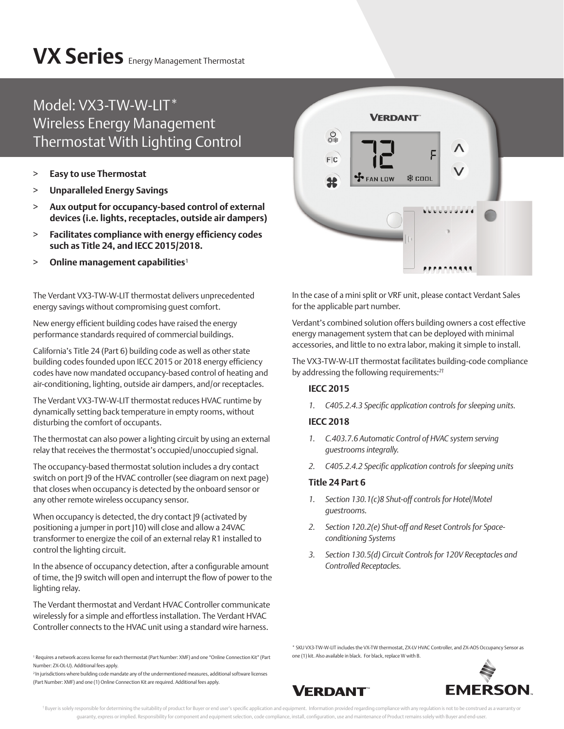# VX Series Energy Management Thermostat

## Model: VX3-TW-W-LIT*
## Wireless Energy Management Thermostat With Lighting Control

- > **Easy to use Thermostat**
- > **Unparalleled Energy Savings**
- > **Aux output for occupancy-based control of external devices (i.e. lights, receptacles, outside air dampers)**
- > **Facilitates compliance with energy efficiency codes such as Title 24, and IECC 2015/2018.**
- > **Online management capabilities**[1]

The Verdant VX3-TW-W-LIT thermostat delivers unprecedented energy savings without compromising guest comfort.

New energy efficient building codes have raised the energy performance standards required of commercial buildings.

California's Title 24 (Part 6) building code as well as other state building codes founded upon IECC 2015 or 2018 energy efficiency codes have now mandated occupancy-based control of heating and air-conditioning, lighting, outside air dampers, and/or receptacles.

The Verdant VX3-TW-W-LIT thermostat reduces HVAC runtime by dynamically setting back temperature in empty rooms, without disturbing the comfort of occupants.

The thermostat can also power a lighting circuit by using an external relay that receives the thermostat's occupied/unoccupied signal.

The occupancy-based thermostat solution includes a dry contact switch on port J9 of the HVAC controller (see diagram on next page) that closes when occupancy is detected by the onboard sensor or any other remote wireless occupancy sensor.

When occupancy is detected, the dry contact J9 (activated by positioning a jumper in port J10) will close and allow a 24VAC transformer to energize the coil of an external relay R1 installed to control the lighting circuit.

In the absence of occupancy detection, after a configurable amount of time, the J9 switch will open and interrupt the flow of power to the lighting relay.

The Verdant thermostat and Verdant HVAC Controller communicate wirelessly for a simple and effortless installation. The Verdant HVAC Controller connects to the HVAC unit using a standard wire harness.

In the case of a mini split or VRF unit, please contact Verdant Sales for the applicable part number.

Verdant's combined solution offers building owners a cost effective energy management system that can be deployed with minimal accessories, and little to no extra labor, making it simple to install.

The VX3-TW-W-LIT thermostat facilitates building-code compliance by addressing the following requirements:[2†]

**IECC 2015**

1. *C405.2.4.3 Specific application controls for sleeping units.*

**IECC 2018**

1. *C.403.7.6 Automatic Control of HVAC system serving guestrooms integrally.*
2. *C405.2.4.2 Specific application controls for sleeping units*

**Title 24 Part 6**

1. *Section 130.1(c)8 Shut-off controls for Hotel/Motel guestrooms.*
2. *Section 120.2(e) Shut-off and Reset Controls for Space-conditioning Systems*
3. *Section 130.5(d) Circuit Controls for 120V Receptacles and Controlled Receptacles.*

[1] Requires a network access license for each thermostat (Part Number: XMF) and one "Online Connection Kit" (Part Number: ZX-OL-U). Additional fees apply.

[2] In jurisdictions where building code mandate any of the undermentioned measures, additional software licenses (Part Number: XMF) and one (1) Online Connection Kit are required. Additional fees apply.

* SKU VX3-TW-W-LIT includes the VX-TW thermostat, ZX-LV HVAC Controller, and ZX-AOS Occupancy Sensor as one (1) kit. Also available in black. For black, replace W with B.

† Buyer is solely responsible for determining the suitability of product for Buyer or end user's specific application and equipment. Information provided regarding compliance with any regulation is not to be construed as a warranty or guaranty, express or implied. Responsibility for component and equipment selection, code compliance, install, configuration, use and maintenance of Product remains solely with Buyer and end-user.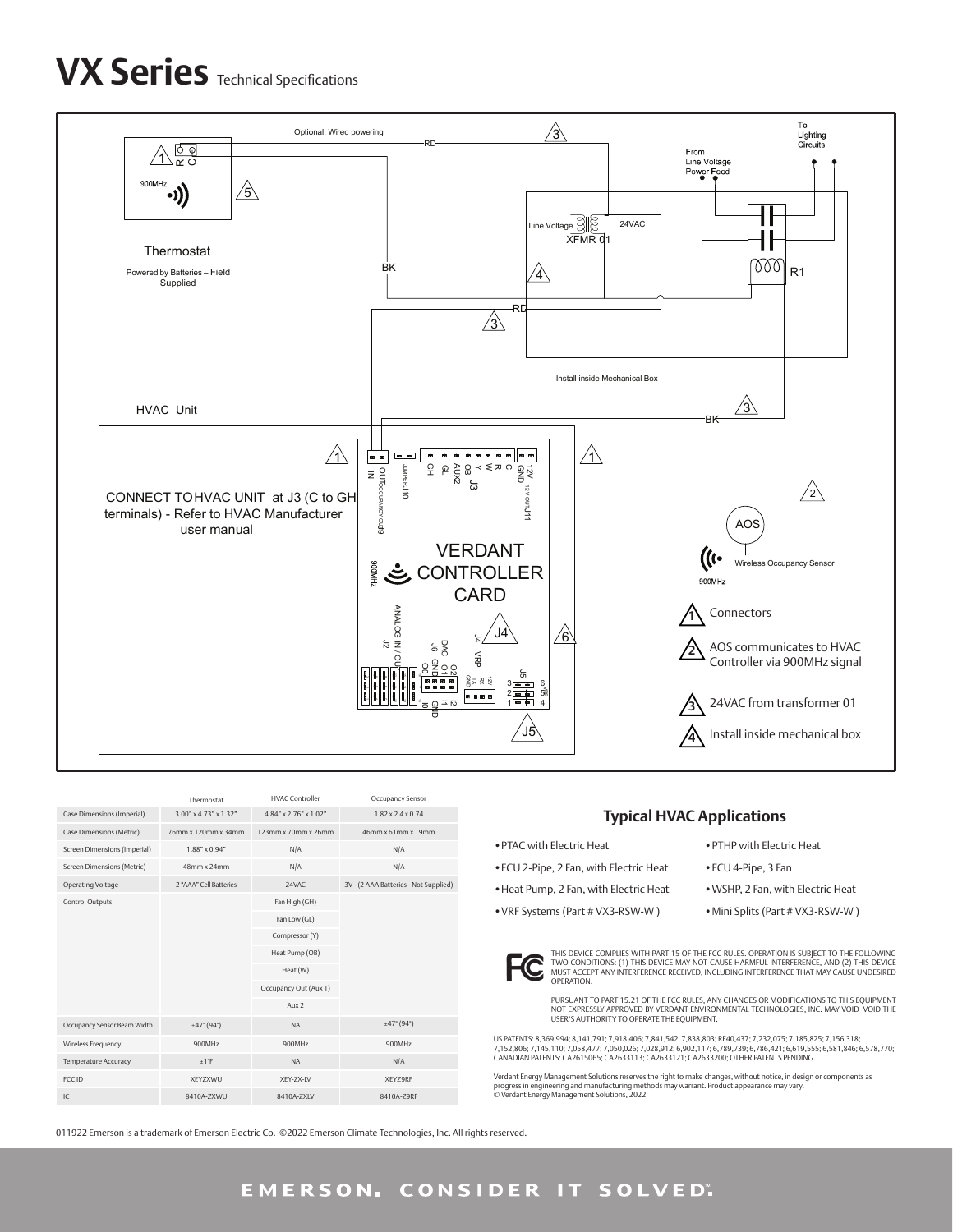# VX Series Technical Specifications

Optional: Wired powering

To Lighting Circuits

From Line Voltage Power Feed

Thermostat

Powered by Batteries – Field Supplied

900MHz

Line Voltage

24VAC

XFMR 01

R1

RD

BK

Install inside Mechanical Box

HVAC Unit

CONNECT TO HVAC UNIT at J3 (C to GH terminals) - Refer to HVAC Manufacturer user manual

VERDANT CONTROLLER CARD

AOS

Wireless Occupancy Sensor

900MHz

1 Connectors

2 AOS communicates to HVAC Controller via 900MHz signal

3 24VAC from transformer 01

4 Install inside mechanical box

| | Thermostat | HVAC Controller | Occupancy Sensor |
|---|---|---|---|
| Case Dimensions (Imperial) | 3.00" x 4.73" x 1.32" | 4.84" x 2.76" x 1.02" | 1.82 x 2.4 x 0.74 |
| Case Dimensions (Metric) | 76mm x 120mm x 34mm | 123mm x 70mm x 26mm | 46mm x 61mm x 19mm |
| Screen Dimensions (Imperial) | 1.88" x 0.94" | N/A | N/A |
| Screen Dimensions (Metric) | 48mm x 24mm | N/A | N/A |
| Operating Voltage | 2 "AAA" Cell Batteries | 24VAC | 3V - (2 AAA Batteries - Not Supplied) |
| Control Outputs | | Fan High (GH)<br>Fan Low (GL)<br>Compressor (Y)<br>Heat Pump (OB)<br>Heat (W)<br>Occupancy Out (Aux 1)<br>Aux 2 | |
| Occupancy Sensor Beam Width | ±47° (94°) | NA | ±47° (94°) |
| Wireless Frequency | 900MHz | 900MHz | 900MHz |
| Temperature Accuracy | ±1°F | NA | N/A |
| FCC ID | XEYZXWU | XEY-ZX-LV | XEYZ9RF |
| IC | 8410A-ZXWU | 8410A-ZXLV | 8410A-Z9RF |

## Typical HVAC Applications

- PTAC with Electric Heat
- FCU 2-Pipe, 2 Fan, with Electric Heat
- Heat Pump, 2 Fan, with Electric Heat
- VRF Systems (Part # VX3-RSW-W )
- PTHP with Electric Heat
- FCU 4-Pipe, 3 Fan
- WSHP, 2 Fan, with Electric Heat
- Mini Splits (Part # VX3-RSW-W )

THIS DEVICE COMPLIES WITH PART 15 OF THE FCC RULES. OPERATION IS SUBJECT TO THE FOLLOWING TWO CONDITIONS: (1) THIS DEVICE MAY NOT CAUSE HARMFUL INTERFERENCE, AND (2) THIS DEVICE MUST ACCEPT ANY INTERFERENCE RECEIVED, INCLUDING INTERFERENCE THAT MAY CAUSE UNDESIRED OPERATION.

PURSUANT TO PART 15.21 OF THE FCC RULES, ANY CHANGES OR MODIFICATIONS TO THIS EQUIPMENT NOT EXPRESSLY APPROVED BY VERDANT ENVIRONMENTAL TECHNOLOGIES, INC. MAY VOID VOID THE USER'S AUTHORITY TO OPERATE THE EQUIPMENT.

US PATENTS: 8,369,994; 8,141,791; 7,918,406; 7,841,542; 7,838,803; RE40,437; 7,232,075; 7,185,825; 7,156,318; 7,152,806; 7,145,110; 7,058,477; 7,050,026; 7,028,912; 6,902,117; 6,789,739; 6,786,421; 6,619,555; 6,581,846; 6,578,770; CANADIAN PATENTS: CA2615065; CA2633113; CA2633121; CA2633200; OTHER PATENTS PENDING.

Verdant Energy Management Solutions reserves the right to make changes, without notice, in design or components as progress in engineering and manufacturing methods may warrant. Product appearance may vary.
© Verdant Energy Management Solutions, 2022

011922 Emerson is a trademark of Emerson Electric Co. ©2022 Emerson Climate Technologies, Inc. All rights reserved.

EMERSON. CONSIDER IT SOLVED.